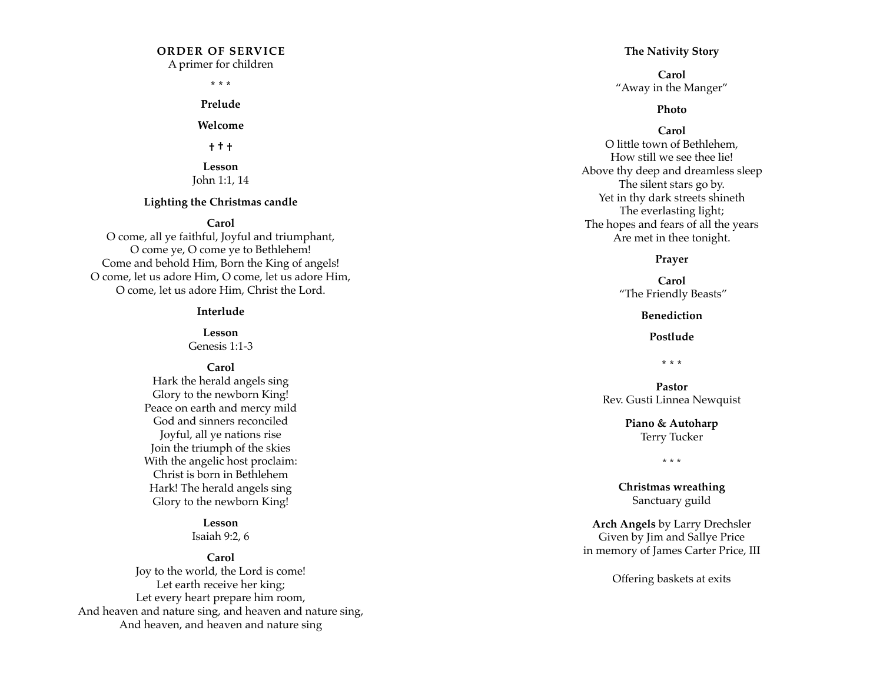# ORDER OF SERVICE

A primer for children

\* \* \*

**Prelude**

**Welcome**

† † †

**Lesson**
John 1:1, 14

**Lighting the Christmas candle**

**Carol**
O come, all ye faithful, Joyful and triumphant,
O come ye, O come ye to Bethlehem!
Come and behold Him, Born the King of angels!
O come, let us adore Him, O come, let us adore Him,
O come, let us adore Him, Christ the Lord.

**Interlude**

**Lesson**
Genesis 1:1-3

**Carol**
Hark the herald angels sing
Glory to the newborn King!
Peace on earth and mercy mild
God and sinners reconciled
Joyful, all ye nations rise
Join the triumph of the skies
With the angelic host proclaim:
Christ is born in Bethlehem
Hark! The herald angels sing
Glory to the newborn King!

**Lesson**
Isaiah 9:2, 6

**Carol**
Joy to the world, the Lord is come!
Let earth receive her king;
Let every heart prepare him room,
And heaven and nature sing, and heaven and nature sing,
And heaven, and heaven and nature sing

**The Nativity Story**

**Carol**
"Away in the Manger"

**Photo**

**Carol**
O little town of Bethlehem,
How still we see thee lie!
Above thy deep and dreamless sleep
The silent stars go by.
Yet in thy dark streets shineth
The everlasting light;
The hopes and fears of all the years
Are met in thee tonight.

**Prayer**

**Carol**
"The Friendly Beasts"

**Benediction**

**Postlude**

\* \* \*

**Pastor**
Rev. Gusti Linnea Newquist

**Piano & Autoharp**
Terry Tucker

\* \* \*

**Christmas wreathing**
Sanctuary guild

**Arch Angels** by Larry Drechsler
Given by Jim and Sallye Price
in memory of James Carter Price, III

Offering baskets at exits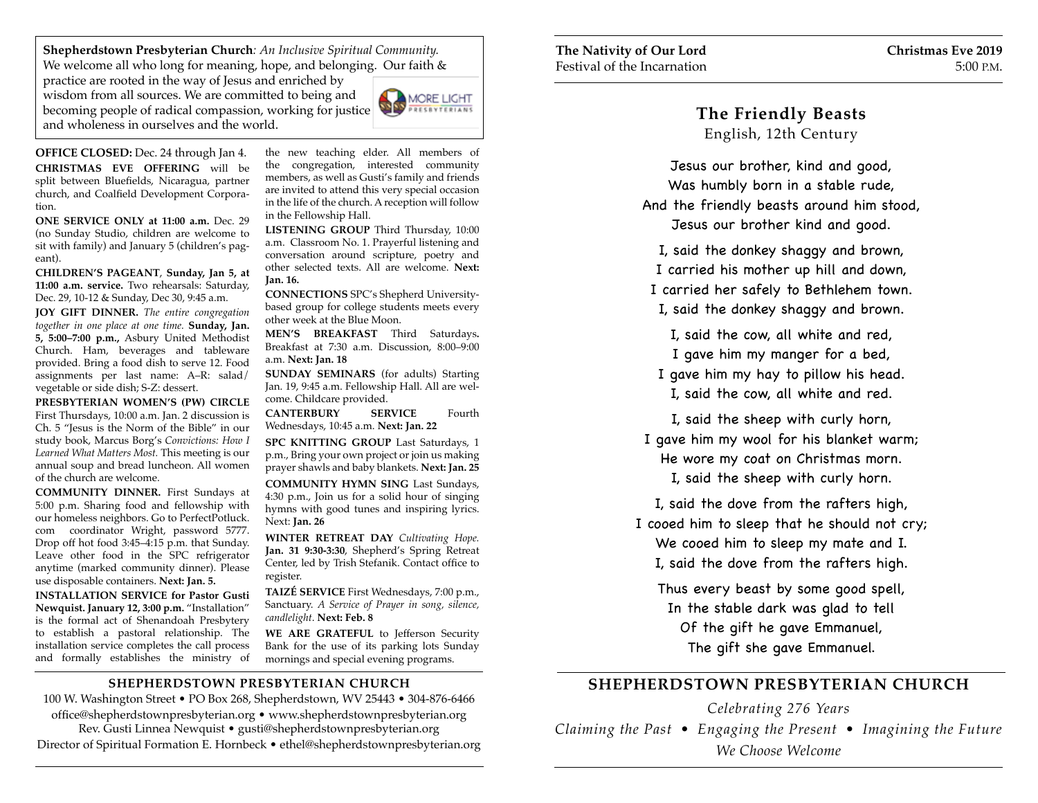**Shepherdstown Presbyterian Church***: An Inclusive Spiritual Community.* We welcome all who long for meaning, hope, and belonging. Our faith & practice are rooted in the way of Jesus and enriched by wisdom from all sources. We are committed to being and becoming people of radical compassion, working for justice and wholeness in ourselves and the world.

MORE LIGHT PRESBYTERIANS

**OFFICE CLOSED:** Dec. 24 through Jan 4.

**CHRISTMAS EVE OFFERING** will be split between Bluefields, Nicaragua, partner church, and Coalfield Development Corporation.

**ONE SERVICE ONLY at 11:00 a.m.** Dec. 29 (no Sunday Studio, children are welcome to sit with family) and January 5 (children's pageant).

**CHILDREN'S PAGEANT**, **Sunday, Jan 5, at 11:00 a.m. service.** Two rehearsals: Saturday, Dec. 29, 10-12 & Sunday, Dec 30, 9:45 a.m.

**JOY GIFT DINNER.** *The entire congregation together in one place at one time.* **Sunday, Jan. 5, 5:00–7:00 p.m.,** Asbury United Methodist Church. Ham, beverages and tableware provided. Bring a food dish to serve 12. Food assignments per last name: A–R: salad/vegetable or side dish; S-Z: dessert.

**PRESBYTERIAN WOMEN'S (PW) CIRCLE** First Thursdays, 10:00 a.m. Jan. 2 discussion is Ch. 5 "Jesus is the Norm of the Bible" in our study book, Marcus Borg's *Convictions: How I Learned What Matters Most.* This meeting is our annual soup and bread luncheon. All women of the church are welcome.

**COMMUNITY DINNER.** First Sundays at 5:00 p.m. Sharing food and fellowship with our homeless neighbors. Go to PerfectPotluck.com coordinator Wright, password 5777. Drop off hot food 3:45–4:15 p.m. that Sunday. Leave other food in the SPC refrigerator anytime (marked community dinner). Please use disposable containers. **Next: Jan. 5.**

**INSTALLATION SERVICE for Pastor Gusti Newquist. January 12, 3:00 p.m.** "Installation" is the formal act of Shenandoah Presbytery to establish a pastoral relationship. The installation service completes the call process and formally establishes the ministry of the new teaching elder. All members of the congregation, interested community members, as well as Gusti's family and friends are invited to attend this very special occasion in the life of the church. A reception will follow in the Fellowship Hall.

**LISTENING GROUP** Third Thursday, 10:00 a.m. Classroom No. 1. Prayerful listening and conversation around scripture, poetry and other selected texts. All are welcome. **Next: Jan. 16.**

**CONNECTIONS** SPC's Shepherd University-based group for college students meets every other week at the Blue Moon.

**MEN'S BREAKFAST** Third Saturdays**.** Breakfast at 7:30 a.m. Discussion, 8:00–9:00 a.m. **Next: Jan. 18**

**SUNDAY SEMINARS** (for adults) Starting Jan. 19, 9:45 a.m. Fellowship Hall. All are welcome. Childcare provided.

**CANTERBURY SERVICE** Fourth Wednesdays, 10:45 a.m. **Next: Jan. 22**

**SPC KNITTING GROUP** Last Saturdays, 1 p.m., Bring your own project or join us making prayer shawls and baby blankets. **Next: Jan. 25**

**COMMUNITY HYMN SING** Last Sundays, 4:30 p.m., Join us for a solid hour of singing hymns with good tunes and inspiring lyrics. Next: **Jan. 26**

**WINTER RETREAT DAY** *Cultivating Hope.* **Jan. 31 9:30-3:30**, Shepherd's Spring Retreat Center, led by Trish Stefanik. Contact office to register.

**TAIZÉ SERVICE** First Wednesdays, 7:00 p.m., Sanctuary. *A Service of Prayer in song, silence, candlelight.* **Next: Feb. 8**

**WE ARE GRATEFUL** to Jefferson Security Bank for the use of its parking lots Sunday mornings and special evening programs.

## SHEPHERDSTOWN PRESBYTERIAN CHURCH

100 W. Washington Street • PO Box 268, Shepherdstown, WV 25443 • 304-876-6466
office@shepherdstownpresbyterian.org • www.shepherdstownpresbyterian.org
Rev. Gusti Linnea Newquist • gusti@shepherdstownpresbyterian.org
Director of Spiritual Formation E. Hornbeck • ethel@shepherdstownpresbyterian.org

**The Nativity of Our Lord** — **Christmas Eve 2019**
Festival of the Incarnation — 5:00 P.M.

## The Friendly Beasts

English, 12th Century

Jesus our brother, kind and good,
Was humbly born in a stable rude,
And the friendly beasts around him stood,
Jesus our brother kind and good.

I, said the donkey shaggy and brown,
I carried his mother up hill and down,
I carried her safely to Bethlehem town.
I, said the donkey shaggy and brown.

I, said the cow, all white and red,
I gave him my manger for a bed,
I gave him my hay to pillow his head.
I, said the cow, all white and red.

I, said the sheep with curly horn,
I gave him my wool for his blanket warm;
He wore my coat on Christmas morn.
I, said the sheep with curly horn.

I, said the dove from the rafters high,
I cooed him to sleep that he should not cry;
We cooed him to sleep my mate and I.
I, said the dove from the rafters high.

Thus every beast by some good spell,
In the stable dark was glad to tell
Of the gift he gave Emmanuel,
The gift she gave Emmanuel.

## SHEPHERDSTOWN PRESBYTERIAN CHURCH

*Celebrating 276 Years*
*Claiming the Past • Engaging the Present • Imagining the Future*
*We Choose Welcome*